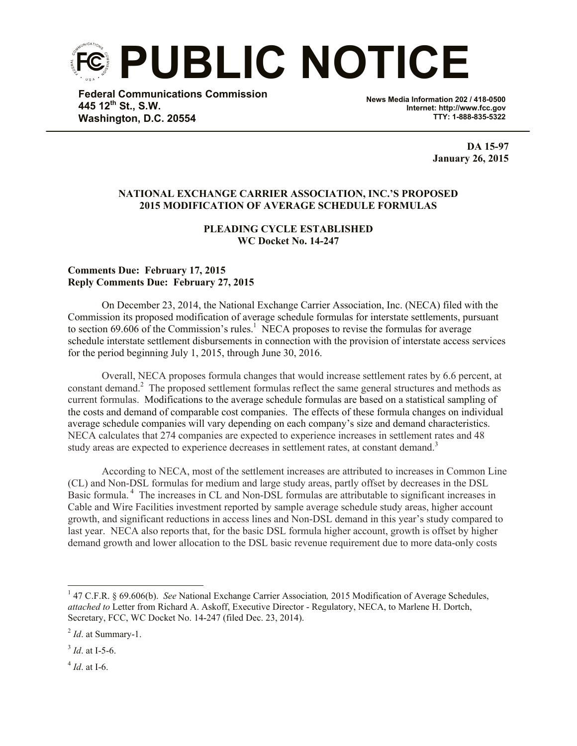# PUBLIC NOTICE

**Federal Communications Commission**
**445 12th St., S.W.**
**Washington, D.C. 20554**

**News Media Information 202 / 418-0500**
**Internet: http://www.fcc.gov**
**TTY: 1-888-835-5322**

**DA 15-97**
**January 26, 2015**

**NATIONAL EXCHANGE CARRIER ASSOCIATION, INC.'S PROPOSED 2015 MODIFICATION OF AVERAGE SCHEDULE FORMULAS**

**PLEADING CYCLE ESTABLISHED**
**WC Docket No. 14-247**

**Comments Due: February 17, 2015**
**Reply Comments Due: February 27, 2015**

On December 23, 2014, the National Exchange Carrier Association, Inc. (NECA) filed with the Commission its proposed modification of average schedule formulas for interstate settlements, pursuant to section 69.606 of the Commission's rules.[1] NECA proposes to revise the formulas for average schedule interstate settlement disbursements in connection with the provision of interstate access services for the period beginning July 1, 2015, through June 30, 2016.

Overall, NECA proposes formula changes that would increase settlement rates by 6.6 percent, at constant demand.[2] The proposed settlement formulas reflect the same general structures and methods as current formulas. Modifications to the average schedule formulas are based on a statistical sampling of the costs and demand of comparable cost companies. The effects of these formula changes on individual average schedule companies will vary depending on each company's size and demand characteristics. NECA calculates that 274 companies are expected to experience increases in settlement rates and 48 study areas are expected to experience decreases in settlement rates, at constant demand.[3]

According to NECA, most of the settlement increases are attributed to increases in Common Line (CL) and Non-DSL formulas for medium and large study areas, partly offset by decreases in the DSL Basic formula.[4] The increases in CL and Non-DSL formulas are attributable to significant increases in Cable and Wire Facilities investment reported by sample average schedule study areas, higher account growth, and significant reductions in access lines and Non-DSL demand in this year's study compared to last year. NECA also reports that, for the basic DSL formula higher account, growth is offset by higher demand growth and lower allocation to the DSL basic revenue requirement due to more data-only costs

---

[1] 47 C.F.R. § 69.606(b). *See* National Exchange Carrier Association*,* 2015 Modification of Average Schedules, *attached to* Letter from Richard A. Askoff, Executive Director - Regulatory, NECA, to Marlene H. Dortch, Secretary, FCC, WC Docket No. 14-247 (filed Dec. 23, 2014).

[2] *Id*. at Summary-1.

[3] *Id*. at I-5-6.

[4] *Id*. at I-6.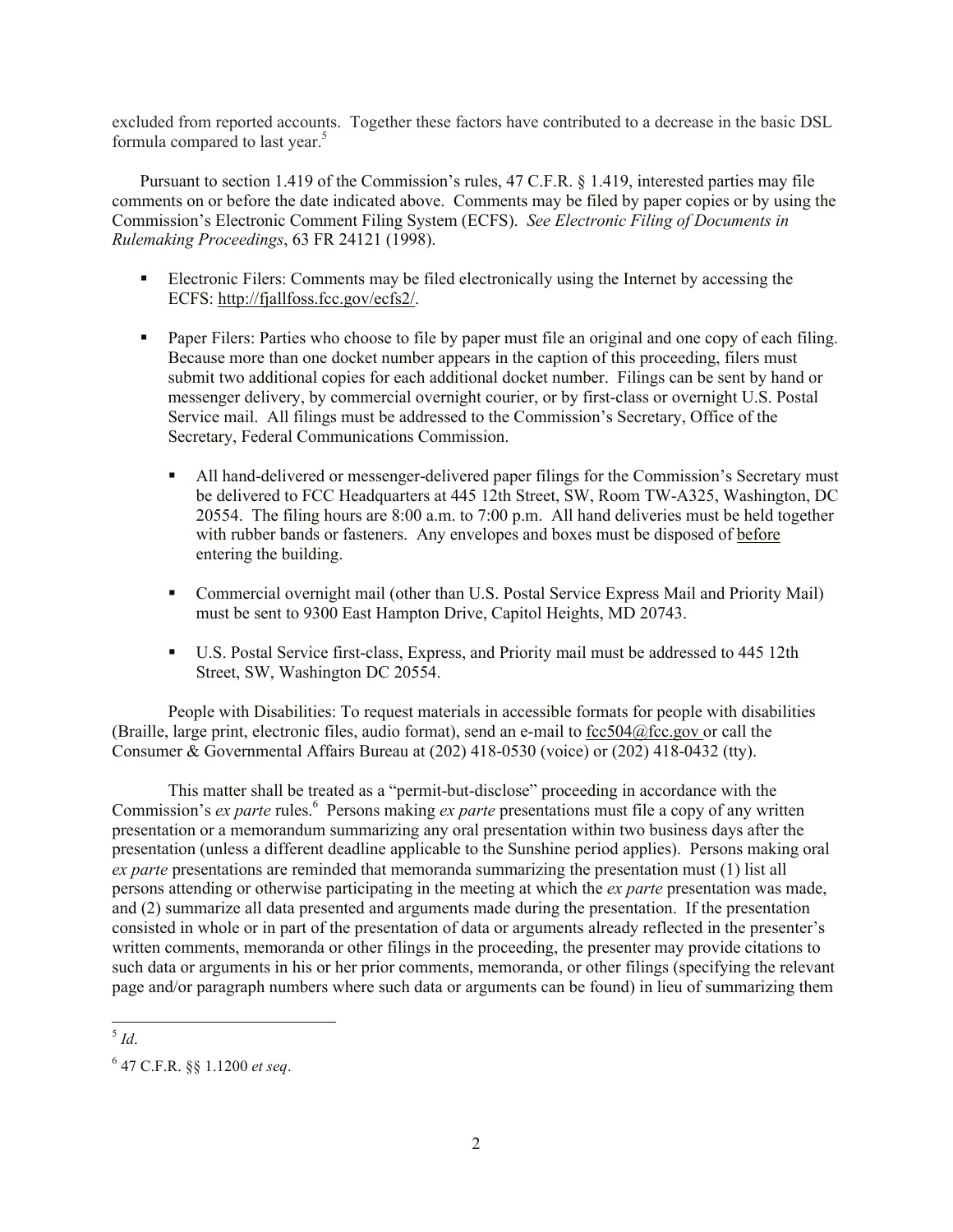excluded from reported accounts. Together these factors have contributed to a decrease in the basic DSL formula compared to last year.[5]

Pursuant to section 1.419 of the Commission's rules, 47 C.F.R. § 1.419, interested parties may file comments on or before the date indicated above. Comments may be filed by paper copies or by using the Commission's Electronic Comment Filing System (ECFS). *See Electronic Filing of Documents in Rulemaking Proceedings*, 63 FR 24121 (1998).

- Electronic Filers: Comments may be filed electronically using the Internet by accessing the ECFS: http://fjallfoss.fcc.gov/ecfs2/.

- Paper Filers: Parties who choose to file by paper must file an original and one copy of each filing. Because more than one docket number appears in the caption of this proceeding, filers must submit two additional copies for each additional docket number. Filings can be sent by hand or messenger delivery, by commercial overnight courier, or by first-class or overnight U.S. Postal Service mail. All filings must be addressed to the Commission's Secretary, Office of the Secretary, Federal Communications Commission.

  - All hand-delivered or messenger-delivered paper filings for the Commission's Secretary must be delivered to FCC Headquarters at 445 12th Street, SW, Room TW-A325, Washington, DC 20554. The filing hours are 8:00 a.m. to 7:00 p.m. All hand deliveries must be held together with rubber bands or fasteners. Any envelopes and boxes must be disposed of before entering the building.

  - Commercial overnight mail (other than U.S. Postal Service Express Mail and Priority Mail) must be sent to 9300 East Hampton Drive, Capitol Heights, MD 20743.

  - U.S. Postal Service first-class, Express, and Priority mail must be addressed to 445 12th Street, SW, Washington DC 20554.

People with Disabilities: To request materials in accessible formats for people with disabilities (Braille, large print, electronic files, audio format), send an e-mail to fcc504@fcc.gov or call the Consumer & Governmental Affairs Bureau at (202) 418-0530 (voice) or (202) 418-0432 (tty).

This matter shall be treated as a "permit-but-disclose" proceeding in accordance with the Commission's *ex parte* rules.[6] Persons making *ex parte* presentations must file a copy of any written presentation or a memorandum summarizing any oral presentation within two business days after the presentation (unless a different deadline applicable to the Sunshine period applies). Persons making oral *ex parte* presentations are reminded that memoranda summarizing the presentation must (1) list all persons attending or otherwise participating in the meeting at which the *ex parte* presentation was made, and (2) summarize all data presented and arguments made during the presentation. If the presentation consisted in whole or in part of the presentation of data or arguments already reflected in the presenter's written comments, memoranda or other filings in the proceeding, the presenter may provide citations to such data or arguments in his or her prior comments, memoranda, or other filings (specifying the relevant page and/or paragraph numbers where such data or arguments can be found) in lieu of summarizing them

---

[5] *Id*.

[6] 47 C.F.R. §§ 1.1200 *et seq*.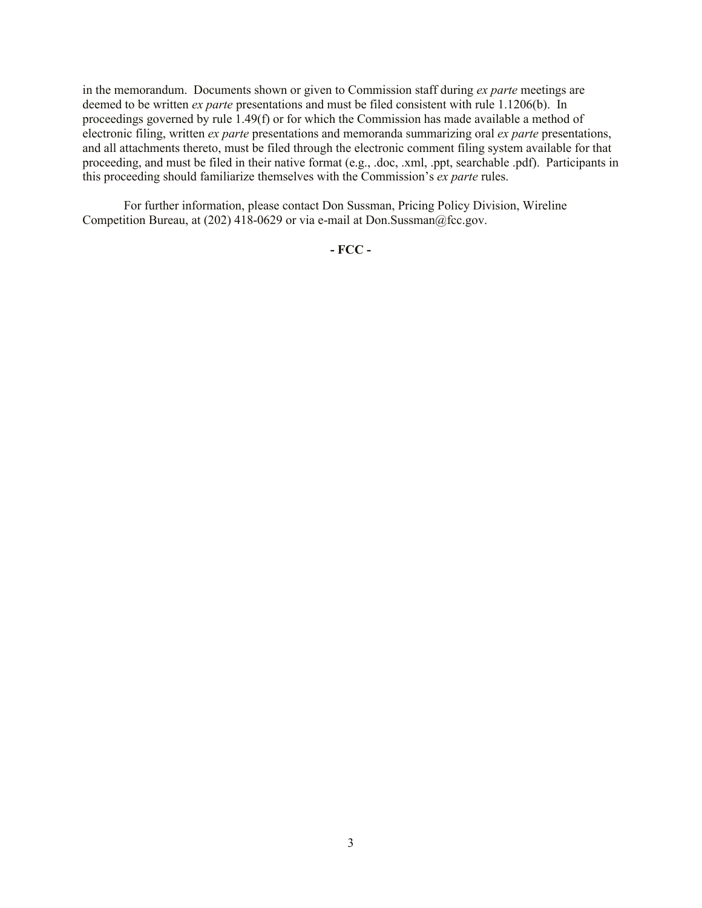in the memorandum. Documents shown or given to Commission staff during *ex parte* meetings are deemed to be written *ex parte* presentations and must be filed consistent with rule 1.1206(b). In proceedings governed by rule 1.49(f) or for which the Commission has made available a method of electronic filing, written *ex parte* presentations and memoranda summarizing oral *ex parte* presentations, and all attachments thereto, must be filed through the electronic comment filing system available for that proceeding, and must be filed in their native format (e.g., .doc, .xml, .ppt, searchable .pdf). Participants in this proceeding should familiarize themselves with the Commission's *ex parte* rules.

For further information, please contact Don Sussman, Pricing Policy Division, Wireline Competition Bureau, at (202) 418-0629 or via e-mail at Don.Sussman@fcc.gov.

**- FCC -**